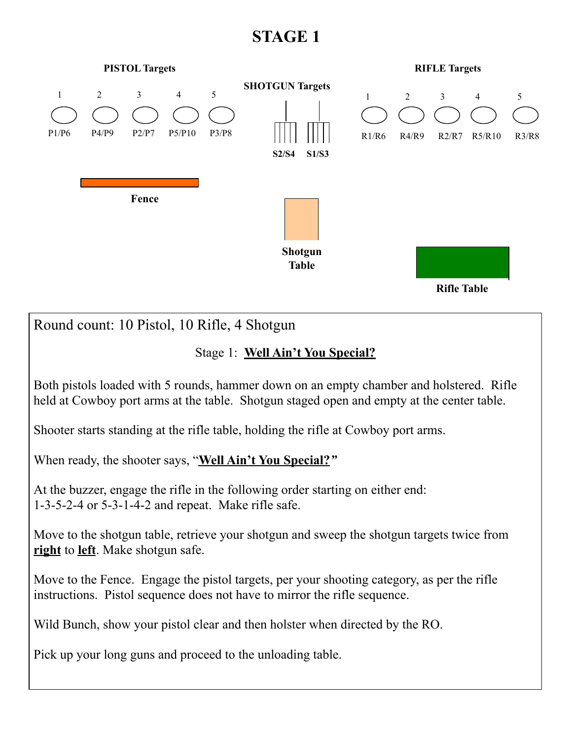# STAGE 1

**PISTOL Targets**

| 1 | 2 | 3 | 4 | 5 |
|---|---|---|---|---|
| P1/P6 | P4/P9 | P2/P7 | P5/P10 | P3/P8 |

**SHOTGUN Targets**

**S2/S4** **S1/S3**

**RIFLE Targets**

| 1 | 2 | 3 | 4 | 5 |
|---|---|---|---|---|
| R1/R6 | R4/R9 | R2/R7 | R5/R10 | R3/R8 |

**Fence**

**Shotgun Table**

**Rifle Table**

Round count: 10 Pistol, 10 Rifle, 4 Shotgun

Stage 1: **Well Ain't You Special?**

Both pistols loaded with 5 rounds, hammer down on an empty chamber and holstered. Rifle held at Cowboy port arms at the table. Shotgun staged open and empty at the center table.

Shooter starts standing at the rifle table, holding the rifle at Cowboy port arms.

When ready, the shooter says, "**Well Ain't You Special?**"

At the buzzer, engage the rifle in the following order starting on either end:
1-3-5-2-4 or 5-3-1-4-2 and repeat. Make rifle safe.

Move to the shotgun table, retrieve your shotgun and sweep the shotgun targets twice from **right** to **left**. Make shotgun safe.

Move to the Fence. Engage the pistol targets, per your shooting category, as per the rifle instructions. Pistol sequence does not have to mirror the rifle sequence.

Wild Bunch, show your pistol clear and then holster when directed by the RO.

Pick up your long guns and proceed to the unloading table.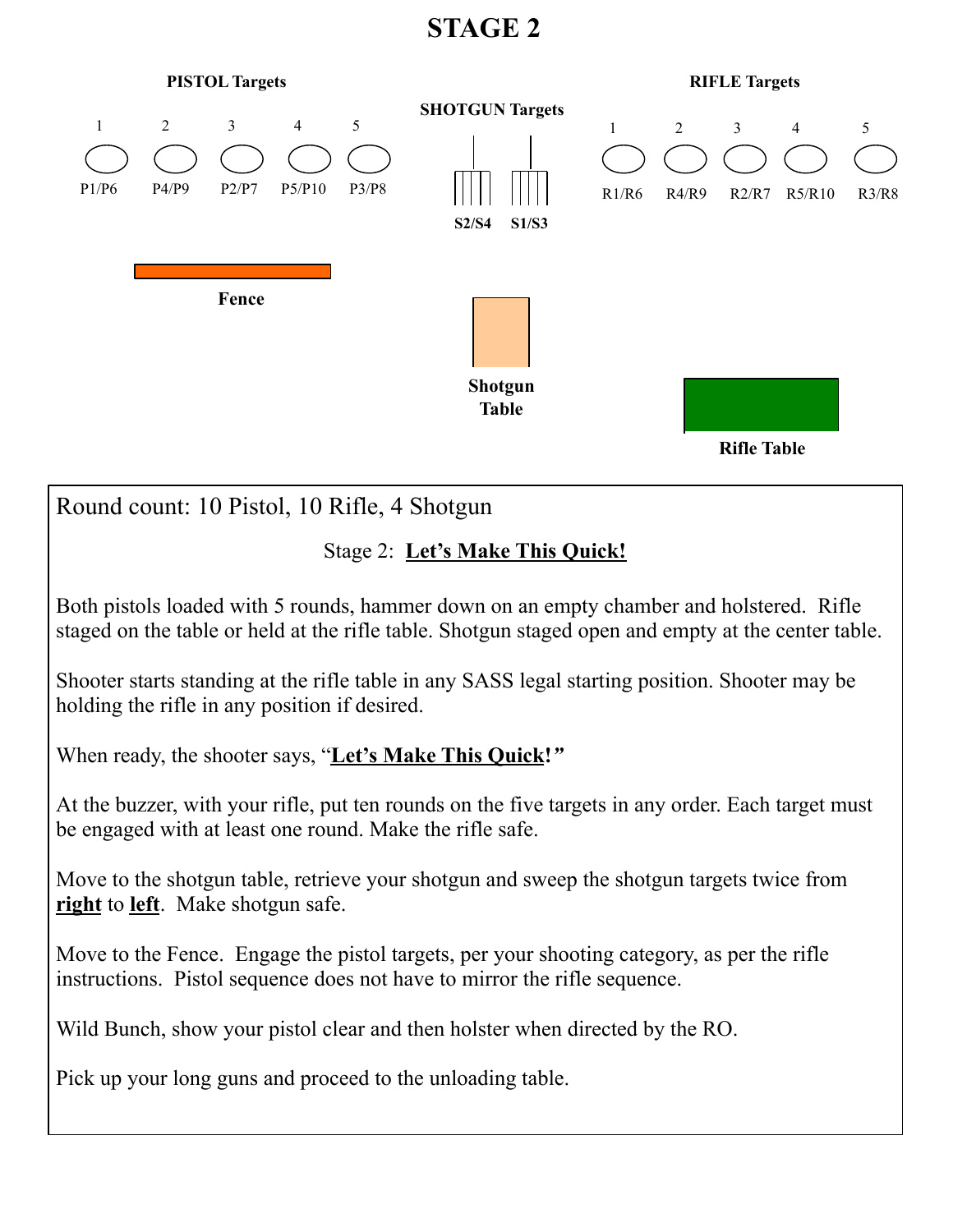# STAGE 2

**PISTOL Targets**

| 1 | 2 | 3 | 4 | 5 |
|---|---|---|---|---|
| P1/P6 | P4/P9 | P2/P7 | P5/P10 | P3/P8 |

**SHOTGUN Targets**

S2/S4 S1/S3

**RIFLE Targets**

| 1 | 2 | 3 | 4 | 5 |
|---|---|---|---|---|
| R1/R6 | R4/R9 | R2/R7 | R5/R10 | R3/R8 |

**Fence**

**Shotgun Table**

**Rifle Table**

Round count: 10 Pistol, 10 Rifle, 4 Shotgun

Stage 2: **Let's Make This Quick!**

Both pistols loaded with 5 rounds, hammer down on an empty chamber and holstered. Rifle staged on the table or held at the rifle table. Shotgun staged open and empty at the center table.

Shooter starts standing at the rifle table in any SASS legal starting position. Shooter may be holding the rifle in any position if desired.

When ready, the shooter says, "**Let's Make This Quick!**"

At the buzzer, with your rifle, put ten rounds on the five targets in any order. Each target must be engaged with at least one round. Make the rifle safe.

Move to the shotgun table, retrieve your shotgun and sweep the shotgun targets twice from **right** to **left**. Make shotgun safe.

Move to the Fence. Engage the pistol targets, per your shooting category, as per the rifle instructions. Pistol sequence does not have to mirror the rifle sequence.

Wild Bunch, show your pistol clear and then holster when directed by the RO.

Pick up your long guns and proceed to the unloading table.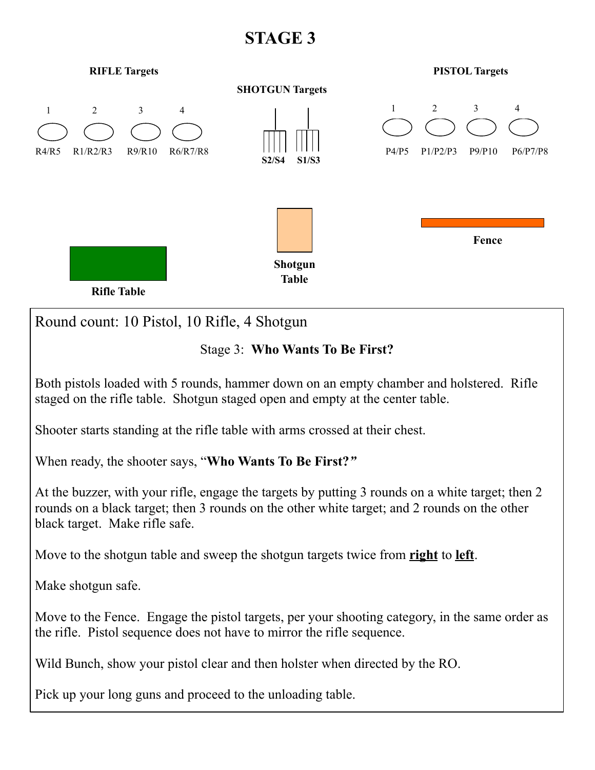# STAGE 3

**RIFLE Targets**

| 1 | 2 | 3 | 4 |
|---|---|---|---|
| R4/R5 | R1/R2/R3 | R9/R10 | R6/R7/R8 |

**SHOTGUN Targets**

**S2/S4** **S1/S3**

**PISTOL Targets**

| 1 | 2 | 3 | 4 |
|---|---|---|---|
| P4/P5 | P1/P2/P3 | P9/P10 | P6/P7/P8 |

**Fence**

**Shotgun Table**

**Rifle Table**

Round count: 10 Pistol, 10 Rifle, 4 Shotgun

Stage 3: **Who Wants To Be First?**

Both pistols loaded with 5 rounds, hammer down on an empty chamber and holstered. Rifle staged on the rifle table. Shotgun staged open and empty at the center table.

Shooter starts standing at the rifle table with arms crossed at their chest.

When ready, the shooter says, "**Who Wants To Be First?**"

At the buzzer, with your rifle, engage the targets by putting 3 rounds on a white target; then 2 rounds on a black target; then 3 rounds on the other white target; and 2 rounds on the other black target. Make rifle safe.

Move to the shotgun table and sweep the shotgun targets twice from **right** to **left**.

Make shotgun safe.

Move to the Fence. Engage the pistol targets, per your shooting category, in the same order as the rifle. Pistol sequence does not have to mirror the rifle sequence.

Wild Bunch, show your pistol clear and then holster when directed by the RO.

Pick up your long guns and proceed to the unloading table.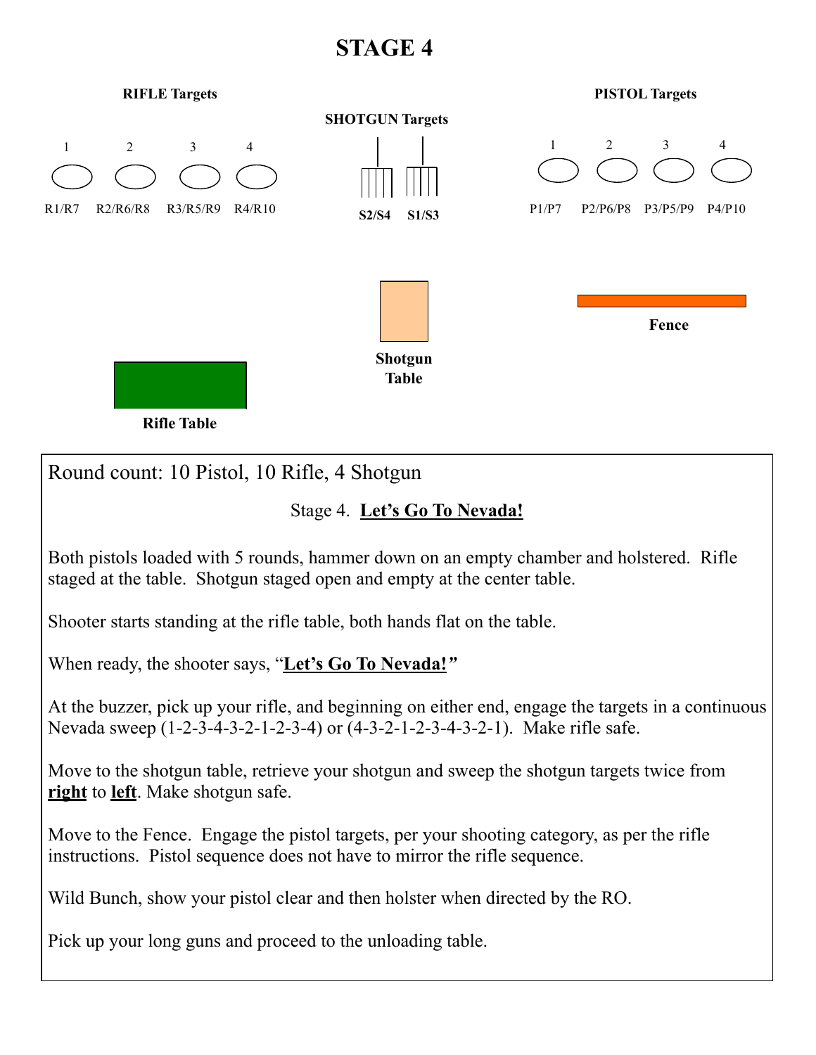# STAGE 4

**RIFLE Targets**

1 2 3 4

R1/R7 R2/R6/R8 R3/R5/R9 R4/R10

**SHOTGUN Targets**

**S2/S4** **S1/S3**

**PISTOL Targets**

1 2 3 4

P1/P7 P2/P6/P8 P3/P5/P9 P4/P10

**Shotgun Table**

**Fence**

**Rifle Table**

Round count: 10 Pistol, 10 Rifle, 4 Shotgun

Stage 4. **Let's Go To Nevada!**

Both pistols loaded with 5 rounds, hammer down on an empty chamber and holstered. Rifle staged at the table. Shotgun staged open and empty at the center table.

Shooter starts standing at the rifle table, both hands flat on the table.

When ready, the shooter says, "**Let's Go To Nevada!**"

At the buzzer, pick up your rifle, and beginning on either end, engage the targets in a continuous Nevada sweep (1-2-3-4-3-2-1-2-3-4) or (4-3-2-1-2-3-4-3-2-1). Make rifle safe.

Move to the shotgun table, retrieve your shotgun and sweep the shotgun targets twice from **right** to **left**. Make shotgun safe.

Move to the Fence. Engage the pistol targets, per your shooting category, as per the rifle instructions. Pistol sequence does not have to mirror the rifle sequence.

Wild Bunch, show your pistol clear and then holster when directed by the RO.

Pick up your long guns and proceed to the unloading table.